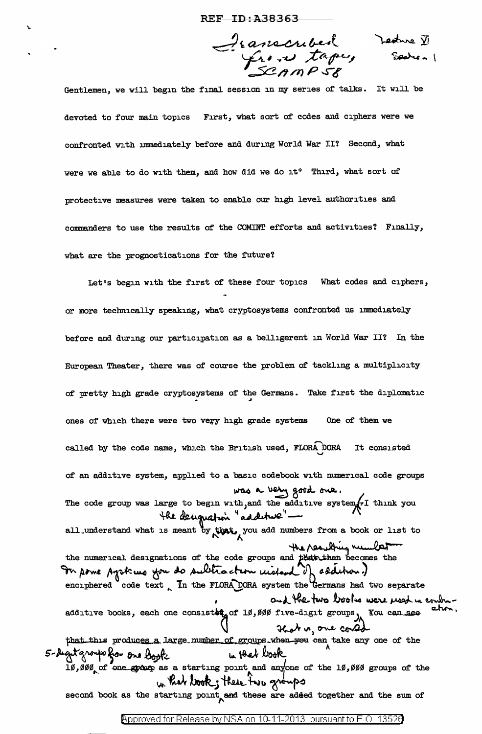REF ID:A38363

Transcribed from tape, SCAMP 58 — Lecture VI, Session 1

Gentlemen, we will begin the final session in my series of talks. It will be devoted to four main topics First, what sort of codes and ciphers were we confronted with immediately before and during World War II? Second, what were we able to do with them, and how did we do it? Third, what sort of protective measures were taken to enable our high level authorities and commanders to use the results of the COMINT efforts and activities? Finally, what are the prognostications for the future?

Let's begin with the first of these four topics What codes and ciphers, or more technically speaking, what cryptosystems confronted us immediately before and during our participation as a belligerent in World War II? In the European Theater, there was of course the problem of tackling a multiplicity of pretty high grade cryptosystems of the Germans. Take first the diplomatic ones of which there were two very high grade systems One of them we called by the code name, which the British used, FLORADORA It consisted of an additive system, applied to a basic codebook with numerical code groups The code group was large to begin with, and the additive system was a very good one. (I think you all understand what is meant by the designation "additive"— you add numbers from a book or list to the numerical designations of the code groups and the resulting number then becomes the enciphered code text. In some systems you do subtraction instead of addition.) In the FLORADORA system the Germans had two separate additive books, each one consisting of 10,000 five-digit groups, and the two books were used in combination. That is, one could take any one of the 10,000 5-digit groups from one book as a starting point in that book and anyone of the 10,000 groups of the second book as the starting point in that book; these two groups are added together and the sum of

Approved for Release by NSA on 10-11-2013 pursuant to E.O. 13526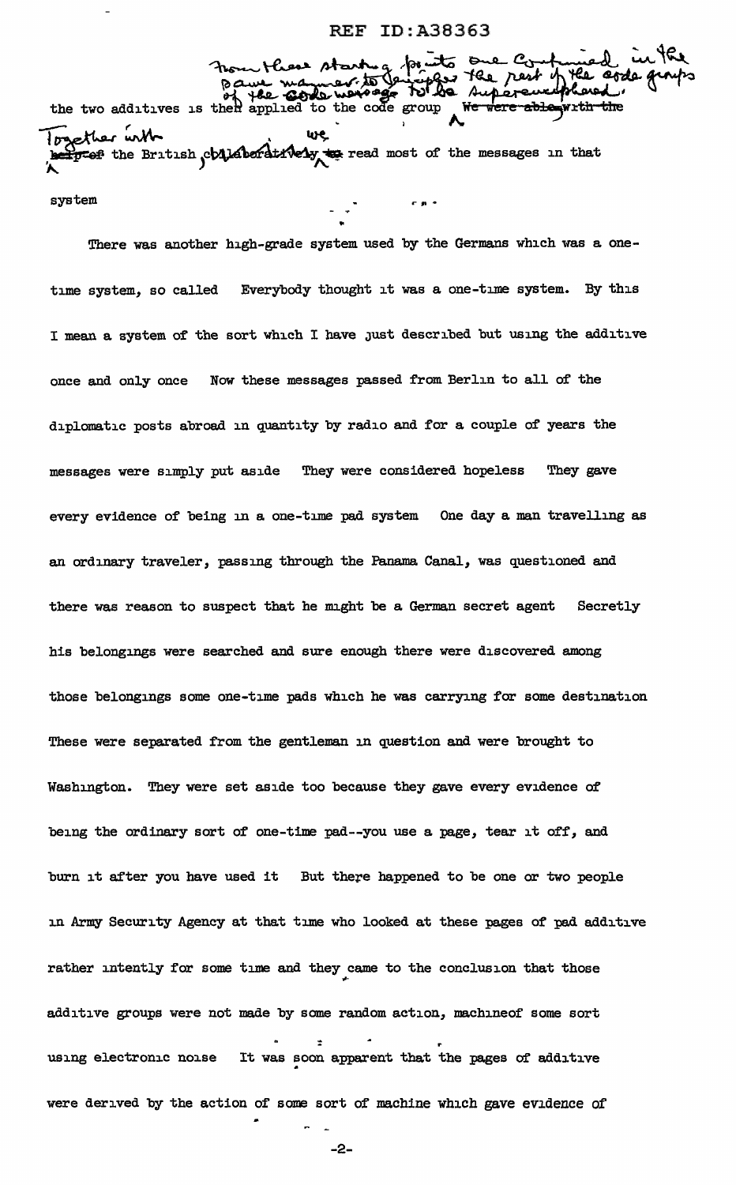the two additives is then applied to the code group From these starting points one continued in the same manner to decipher the rest of the code groups of the code message to be superenciphered. Together with the British collaboratively we read most of the messages in that system

There was another high-grade system used by the Germans which was a one-time system, so called Everybody thought it was a one-time system. By this I mean a system of the sort which I have just described but using the additive once and only once Now these messages passed from Berlin to all of the diplomatic posts abroad in quantity by radio and for a couple of years the messages were simply put aside They were considered hopeless They gave every evidence of being in a one-time pad system One day a man travelling as an ordinary traveler, passing through the Panama Canal, was questioned and there was reason to suspect that he might be a German secret agent Secretly his belongings were searched and sure enough there were discovered among those belongings some one-time pads which he was carrying for some destination These were separated from the gentleman in question and were brought to Washington. They were set aside too because they gave every evidence of being the ordinary sort of one-time pad--you use a page, tear it off, and burn it after you have used it But there happened to be one or two people in Army Security Agency at that time who looked at these pages of pad additive rather intently for some time and they came to the conclusion that those additive groups were not made by some random action, machineof some sort using electronic noise It was soon apparent that the pages of additive were derived by the action of some sort of machine which gave evidence of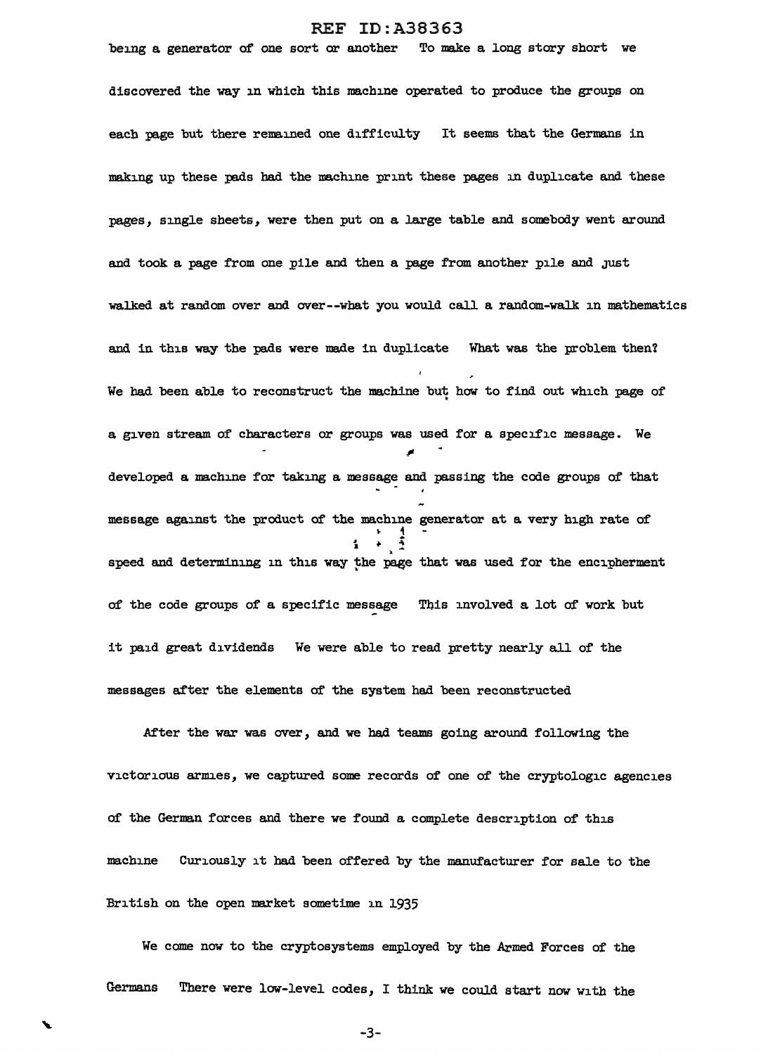being a generator of one sort or another To make a long story short we discovered the way in which this machine operated to produce the groups on each page but there remained one difficulty It seems that the Germans in making up these pads had the machine print these pages in duplicate and these pages, single sheets, were then put on a large table and somebody went around and took a page from one pile and then a page from another pile and just walked at random over and over--what you would call a random-walk in mathematics and in this way the pads were made in duplicate What was the problem then? We had been able to reconstruct the machine but how to find out which page of a given stream of characters or groups was used for a specific message. We developed a machine for taking a message and passing the code groups of that message against the product of the machine generator at a very high rate of speed and determining in this way the page that was used for the encipherment of the code groups of a specific message This involved a lot of work but it paid great dividends We were able to read pretty nearly all of the messages after the elements of the system had been reconstructed

After the war was over, and we had teams going around following the victorious armies, we captured some records of one of the cryptologic agencies of the German forces and there we found a complete description of this machine Curiously it had been offered by the manufacturer for sale to the British on the open market sometime in 1935

We come now to the cryptosystems employed by the Armed Forces of the Germans There were low-level codes, I think we could start now with the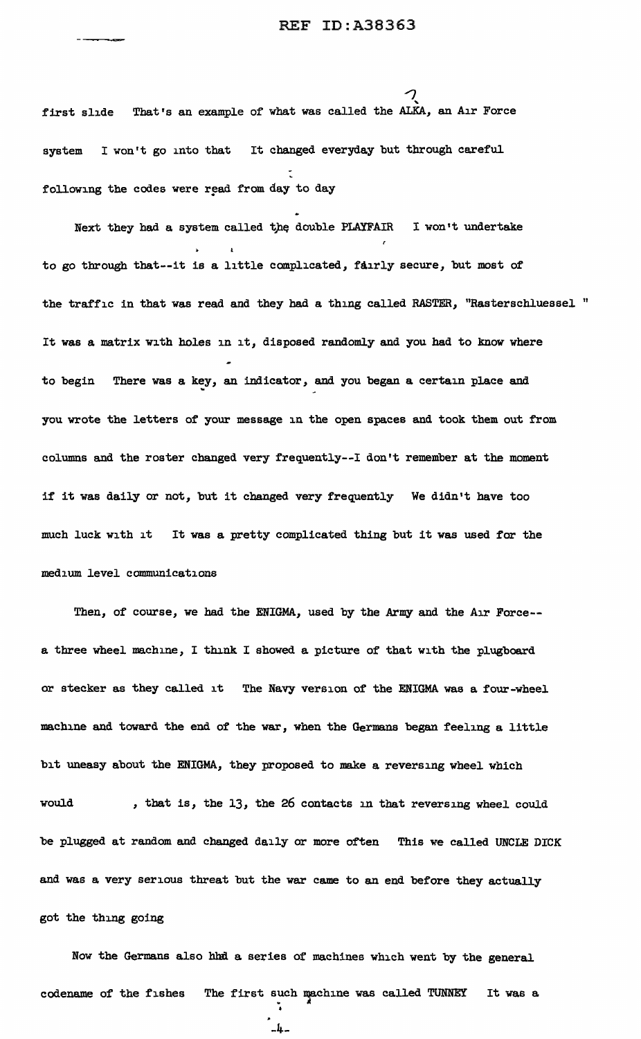first slide That's an example of what was called the ALKA, an Air Force system I won't go into that It changed everyday but through careful following the codes were read from day to day

Next they had a system called the double PLAYFAIR I won't undertake to go through that--it is a little complicated, fairly secure, but most of the traffic in that was read and they had a thing called RASTER, "Rasterschluessel " It was a matrix with holes in it, disposed randomly and you had to know where to begin There was a key, an indicator, and you began a certain place and you wrote the letters of your message in the open spaces and took them out from columns and the roster changed very frequently--I don't remember at the moment if it was daily or not, but it changed very frequently We didn't have too much luck with it It was a pretty complicated thing but it was used for the medium level communications

Then, of course, we had the ENIGMA, used by the Army and the Air Force-- a three wheel machine, I think I showed a picture of that with the plugboard or stecker as they called it The Navy version of the ENIGMA was a four-wheel machine and toward the end of the war, when the Germans began feeling a little bit uneasy about the ENIGMA, they proposed to make a reversing wheel which would , that is, the 13, the 26 contacts in that reversing wheel could be plugged at random and changed daily or more often This we called UNCLE DICK and was a very serious threat but the war came to an end before they actually got the thing going

Now the Germans also had a series of machines which went by the general codename of the fishes The first such machine was called TUNNEY It was a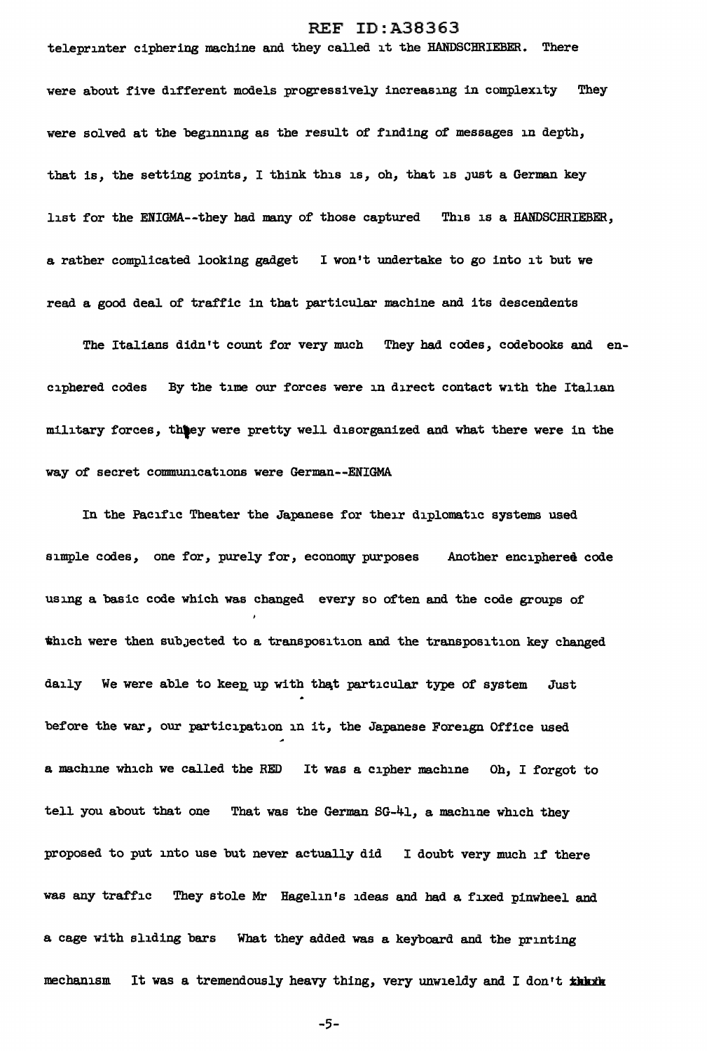teleprinter ciphering machine and they called it the HANDSCHRIEBER. There were about five different models progressively increasing in complexity They were solved at the beginning as the result of finding of messages in depth, that is, the setting points, I think this is, oh, that is just a German key list for the ENIGMA--they had many of those captured This is a HANDSCHRIEBER, a rather complicated looking gadget I won't undertake to go into it but we read a good deal of traffic in that particular machine and its descendents

The Italians didn't count for very much They had codes, codebooks and enciphered codes By the time our forces were in direct contact with the Italian military forces, they were pretty well disorganized and what there were in the way of secret communications were German--ENIGMA

In the Pacific Theater the Japanese for their diplomatic systems used simple codes, one for, purely for, economy purposes Another enciphered code using a basic code which was changed every so often and the code groups of which were then subjected to a transposition and the transposition key changed daily We were able to keep up with that particular type of system Just before the war, our participation in it, the Japanese Foreign Office used a machine which we called the RED It was a cipher machine Oh, I forgot to tell you about that one That was the German SG-41, a machine which they proposed to put into use but never actually did I doubt very much if there was any traffic They stole Mr Hagelin's ideas and had a fixed pinwheel and a cage with sliding bars What they added was a keyboard and the printing mechanism It was a tremendously heavy thing, very unwieldy and I don't think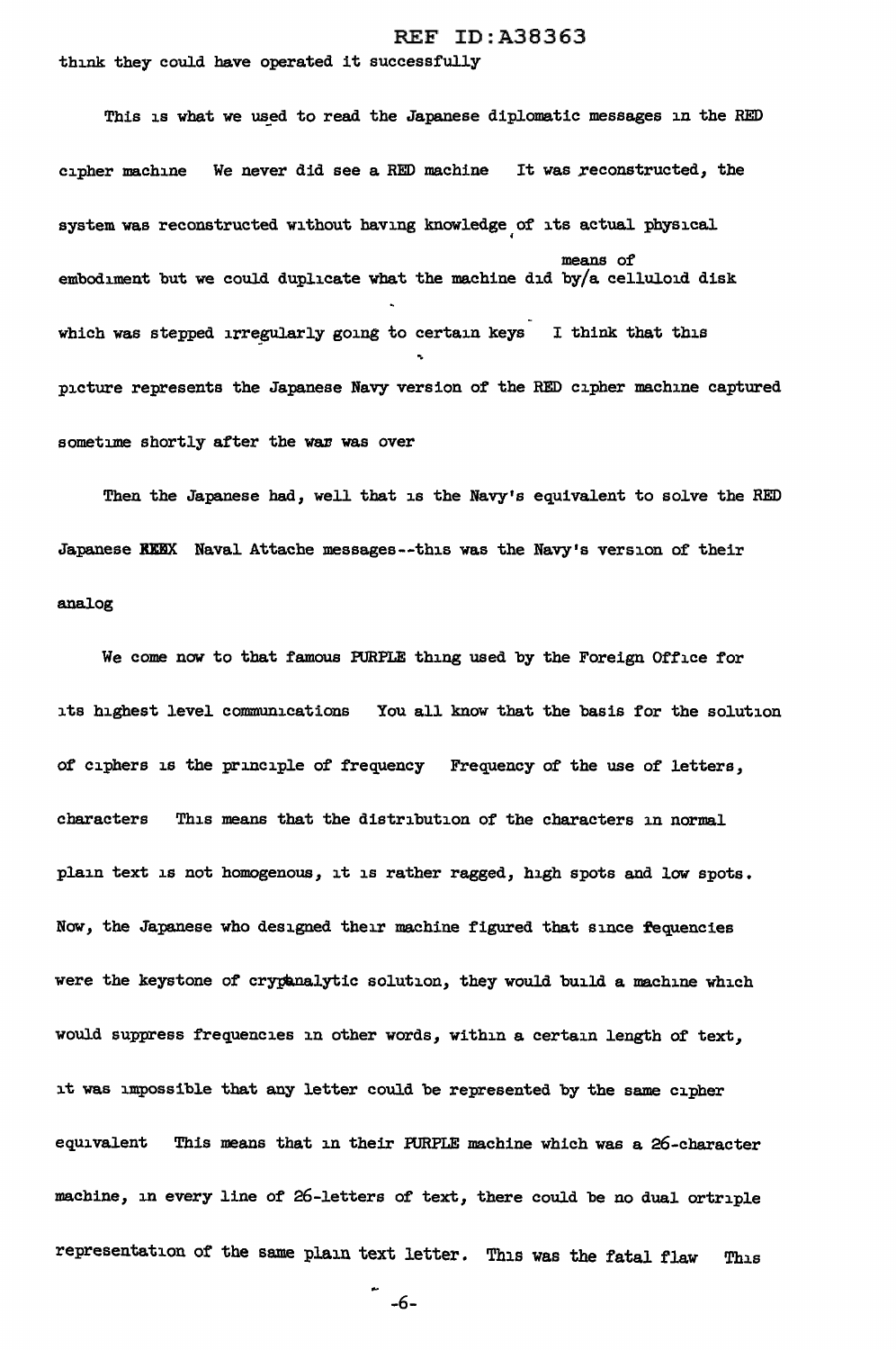think they could have operated it successfully

This is what we used to read the Japanese diplomatic messages in the RED cipher machine We never did see a RED machine It was reconstructed, the system was reconstructed without having knowledge of its actual physical embodiment but we could duplicate what the machine did by means of a celluloid disk which was stepped irregularly going to certain keys I think that this picture represents the Japanese Navy version of the RED cipher machine captured sometime shortly after the war was over

Then the Japanese had, well that is the Navy's equivalent to solve the RED Japanese ~~XXXX~~ Naval Attache messages--this was the Navy's version of their analog

We come now to that famous PURPLE thing used by the Foreign Office for its highest level communications You all know that the basis for the solution of ciphers is the principle of frequency Frequency of the use of letters, characters This means that the distribution of the characters in normal plain text is not homogenous, it is rather ragged, high spots and low spots. Now, the Japanese who designed their machine figured that since fequencies were the keystone of cryptanalytic solution, they would build a machine which would suppress frequencies in other words, within a certain length of text, it was impossible that any letter could be represented by the same cipher equivalent This means that in their PURPLE machine which was a 26-character machine, in every line of 26-letters of text, there could be no dual ortriple representation of the same plain text letter. This was the fatal flaw This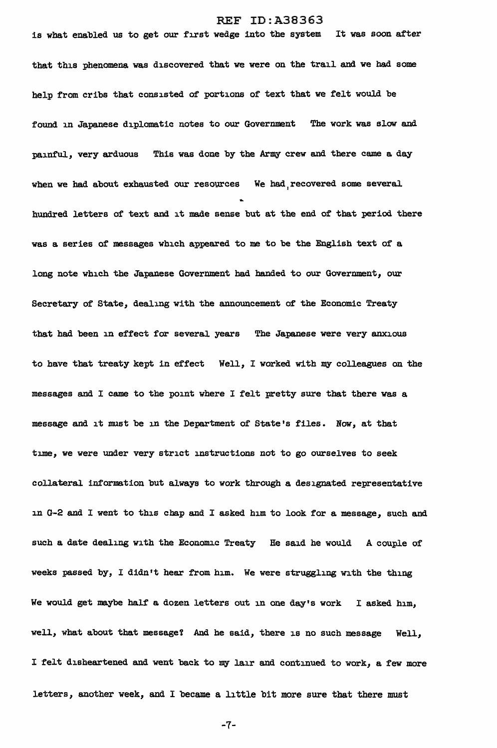is what enabled us to get our first wedge into the system  It was soon after that this phenomena was discovered that we were on the trail and we had some help from cribs that consisted of portions of text that we felt would be found in Japanese diplomatic notes to our Government  The work was slow and painful, very arduous  This was done by the Army crew and there came a day when we had about exhausted our resources  We had recovered some several hundred letters of text and it made sense but at the end of that period there was a series of messages which appeared to me to be the English text of a long note which the Japanese Government had handed to our Government, our Secretary of State, dealing with the announcement of the Economic Treaty that had been in effect for several years  The Japanese were very anxious to have that treaty kept in effect  Well, I worked with my colleagues on the messages and I came to the point where I felt pretty sure that there was a message and it must be in the Department of State's files. Now, at that time, we were under very strict instructions not to go ourselves to seek collateral information but always to work through a designated representative in G-2 and I went to this chap and I asked him to look for a message, such and such a date dealing with the Economic Treaty  He said he would  A couple of weeks passed by, I didn't hear from him. We were struggling with the thing We would get maybe half a dozen letters out in one day's work  I asked him, well, what about that message? And he said, there is no such message  Well, I felt disheartened and went back to my lair and continued to work, a few more letters, another week, and I became a little bit more sure that there must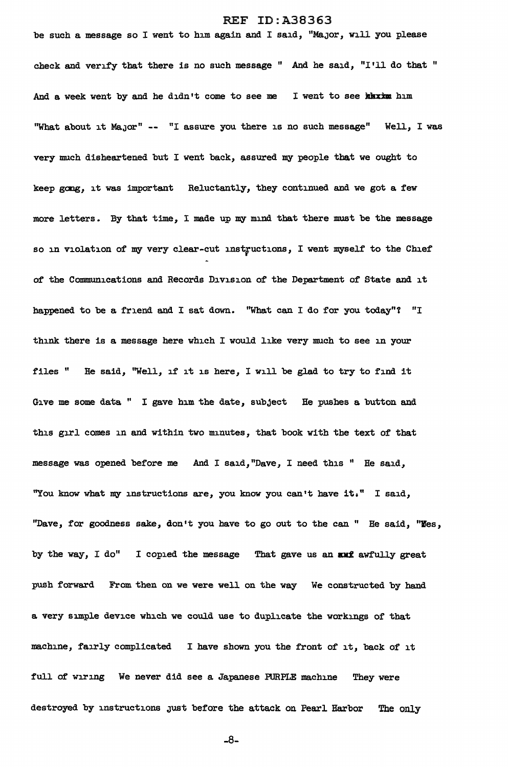be such a message so I went to him again and I said, "Major, will you please check and verify that there is no such message " And he said, "I'll do that " And a week went by and he didn't come to see me I went to see him "What about it Major" -- "I assure you there is no such message" Well, I was very much disheartened but I went back, assured my people that we ought to keep going, it was important Reluctantly, they continued and we got a few more letters. By that time, I made up my mind that there must be the message so in violation of my very clear-cut instructions, I went myself to the Chief of the Communications and Records Division of the Department of State and it happened to be a friend and I sat down. "What can I do for you today"? "I think there is a message here which I would like very much to see in your files " He said, "Well, if it is here, I will be glad to try to find it Give me some data " I gave him the date, subject He pushes a button and this girl comes in and within two minutes, that book with the text of that message was opened before me And I said,"Dave, I need this " He said, "You know what my instructions are, you know you can't have it." I said, "Dave, for goodness sake, don't you have to go out to the can " He said, "Yes, by the way, I do" I copied the message That gave us an awfully great push forward From then on we were well on the way We constructed by hand a very simple device which we could use to duplicate the workings of that machine, fairly complicated I have shown you the front of it, back of it full of wiring We never did see a Japanese PURPLE machine They were destroyed by instructions just before the attack on Pearl Harbor The only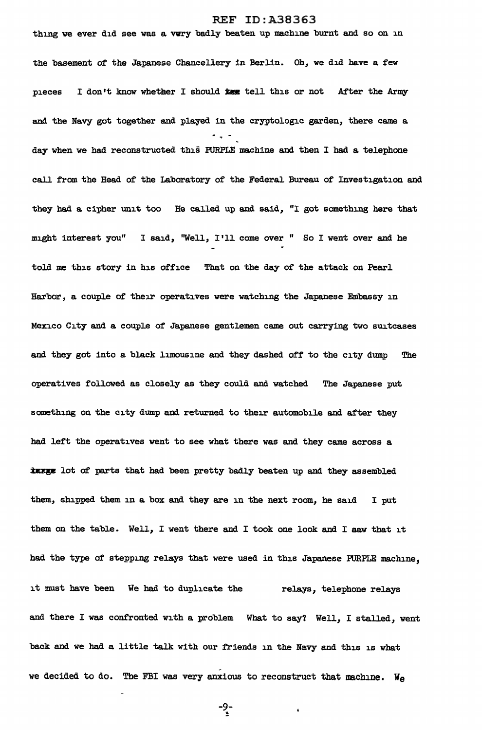thing we ever did see was a very badly beaten up machine burnt and so on in the basement of the Japanese Chancellery in Berlin. Oh, we did have a few pieces I don't know whether I should tell this or not After the Army and the Navy got together and played in the cryptologic garden, there came a day when we had reconstructed this PURPLE machine and then I had a telephone call from the Head of the Laboratory of the Federal Bureau of Investigation and they had a cipher unit too He called up and said, "I got something here that might interest you" I said, "Well, I'll come over " So I went over and he told me this story in his office That on the day of the attack on Pearl Harbor, a couple of their operatives were watching the Japanese Embassy in Mexico City and a couple of Japanese gentlemen came out carrying two suitcases and they got into a black limousine and they dashed off to the city dump The operatives followed as closely as they could and watched The Japanese put something on the city dump and returned to their automobile and after they had left the operatives went to see what there was and they came across a large lot of parts that had been pretty badly beaten up and they assembled them, shipped them in a box and they are in the next room, he said I put them on the table. Well, I went there and I took one look and I saw that it had the type of stepping relays that were used in this Japanese PURPLE machine, it must have been We had to duplicate the relays, telephone relays and there I was confronted with a problem What to say? Well, I stalled, went back and we had a little talk with our friends in the Navy and this is what we decided to do. The FBI was very anxious to reconstruct that machine. We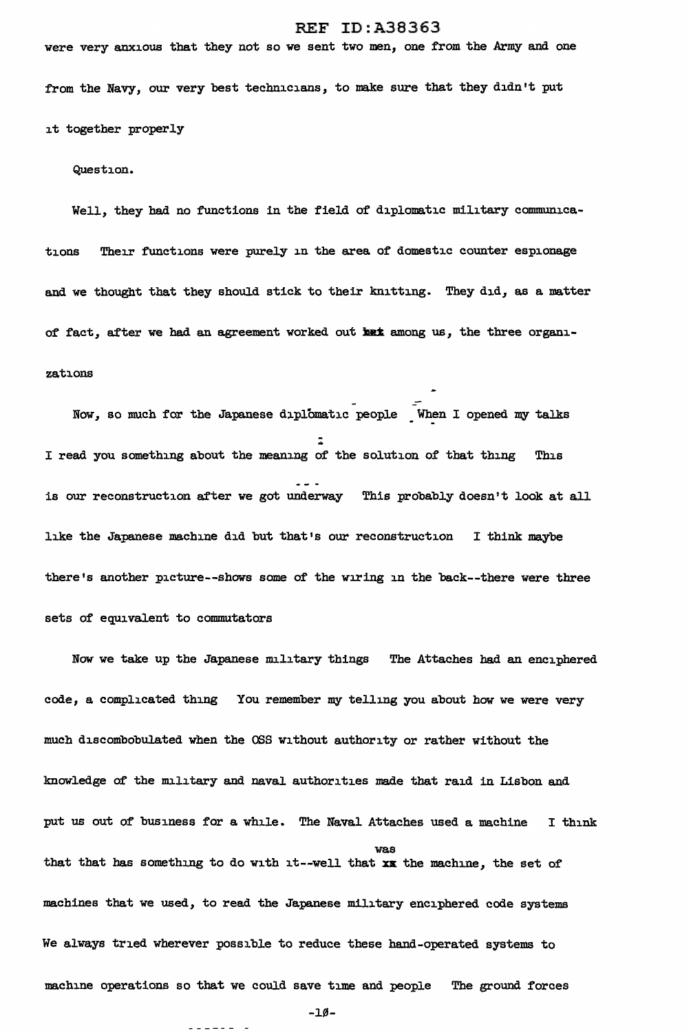were very anxious that they not so we sent two men, one from the Army and one from the Navy, our very best technicians, to make sure that they didn't put it together properly

Question.

Well, they had no functions in the field of diplomatic military communications Their functions were purely in the area of domestic counter espionage and we thought that they should stick to their knitting. They did, as a matter of fact, after we had an agreement worked out ~~bet~~ among us, the three organizations

Now, so much for the Japanese diplomatic people When I opened my talks I read you something about the meaning of the solution of that thing This is our reconstruction after we got underway This probably doesn't look at all like the Japanese machine did but that's our reconstruction I think maybe there's another picture--shows some of the wiring in the back--there were three sets of equivalent to commutators

Now we take up the Japanese military things The Attaches had an enciphered code, a complicated thing You remember my telling you about how we were very much discombobulated when the OSS without authority or rather without the knowledge of the military and naval authorities made that raid in Lisbon and put us out of business for a while. The Naval Attaches used a machine I think that that has something to do with it--well that ~~xx~~ was the machine, the set of machines that we used, to read the Japanese military enciphered code systems We always tried wherever possible to reduce these hand-operated systems to machine operations so that we could save time and people The ground forces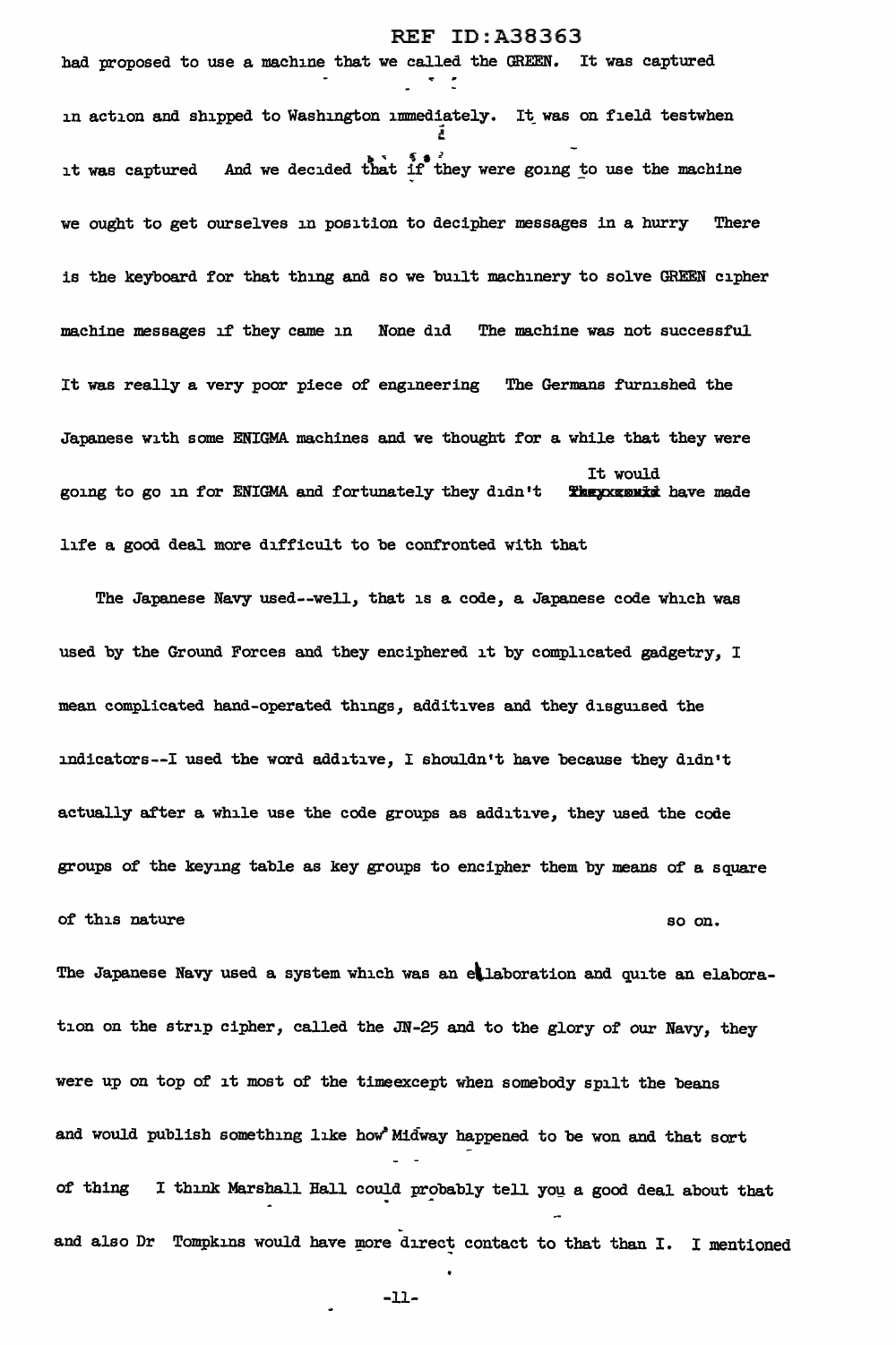had proposed to use a machine that we called the GREEN. It was captured in action and shipped to Washington immediately. It was on field testwhen it was captured And we decided that if they were going to use the machine we ought to get ourselves in position to decipher messages in a hurry There is the keyboard for that thing and so we built machinery to solve GREEN cipher machine messages if they came in None did The machine was not successful It was really a very poor piece of engineering The Germans furnished the Japanese with some ENIGMA machines and we thought for a while that they were going to go in for ENIGMA and fortunately they didn't It would have made life a good deal more difficult to be confronted with that

The Japanese Navy used--well, that is a code, a Japanese code which was used by the Ground Forces and they enciphered it by complicated gadgetry, I mean complicated hand-operated things, additives and they disguised the indicators--I used the word additive, I shouldn't have because they didn't actually after a while use the code groups as additive, they used the code groups of the keying table as key groups to encipher them by means of a square of this nature so on.

The Japanese Navy used a system which was an ellaboration and quite an elaboration on the strip cipher, called the JN-25 and to the glory of our Navy, they were up on top of it most of the timeexcept when somebody spilt the beans and would publish something like how Midway happened to be won and that sort of thing I think Marshall Hall could probably tell you a good deal about that and also Dr Tompkins would have more direct contact to that than I. I mentioned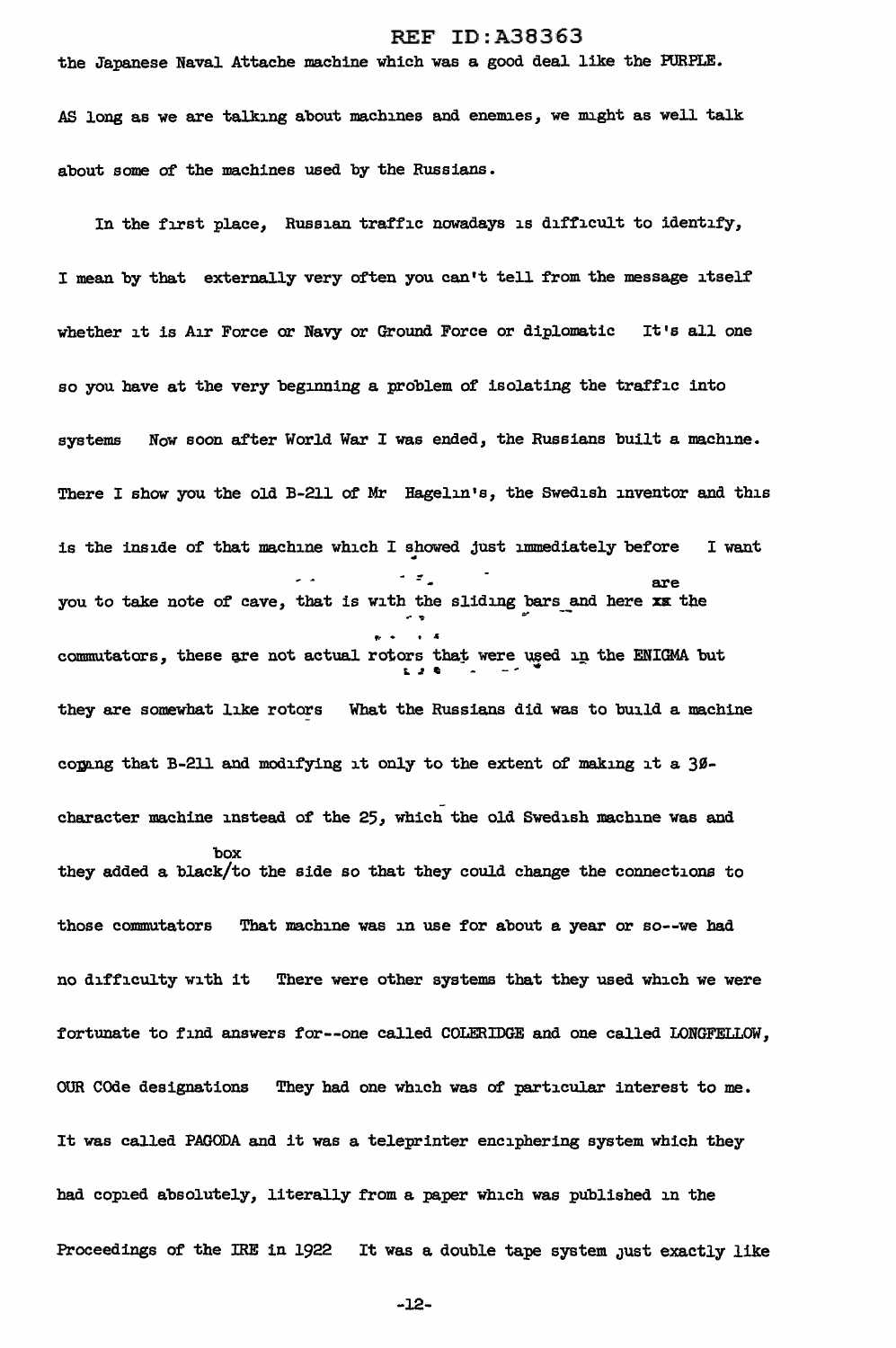the Japanese Naval Attache machine which was a good deal like the PURPLE. AS long as we are talking about machines and enemies, we might as well talk about some of the machines used by the Russians.

In the first place, Russian traffic nowadays is difficult to identify, I mean by that externally very often you can't tell from the message itself whether it is Air Force or Navy or Ground Force or diplomatic It's all one so you have at the very beginning a problem of isolating the traffic into systems Now soon after World War I was ended, the Russians built a machine. There I show you the old B-211 of Mr Hagelin's, the Swedish inventor and this is the inside of that machine which I showed just immediately before I want you to take note of cave, that is with the sliding bars and here are the commutators, these are not actual rotors that were used in the ENIGMA but they are somewhat like rotors What the Russians did was to build a machine copying that B-211 and modifying it only to the extent of making it a 30-character machine instead of the 25, which the old Swedish machine was and they added a box to the side so that they could change the connections to those commutators That machine was in use for about a year or so--we had no difficulty with it There were other systems that they used which we were fortunate to find answers for--one called COLERIDGE and one called LONGFELLOW, OUR COde designations They had one which was of particular interest to me. It was called PAGODA and it was a teleprinter enciphering system which they had copied absolutely, literally from a paper which was published in the Proceedings of the IRE in 1922 It was a double tape system just exactly like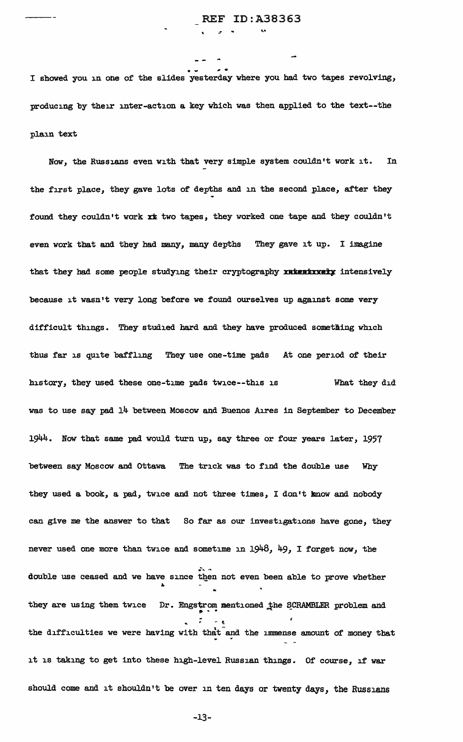I showed you in one of the slides yesterday where you had two tapes revolving, producing by their inter-action a key which was then applied to the text--the plain text

Now, the Russians even with that very simple system couldn't work it. In the first place, they gave lots of depths and in the second place, after they found they couldn't work xx two tapes, they worked one tape and they couldn't even work that and they had many, many depths They gave it up. I imagine that they had some people studying their cryptography xxxxxxxxxx intensively because it wasn't very long before we found ourselves up against some very difficult things. They studied hard and they have produced something which thus far is quite baffling They use one-time pads At one period of their history, they used these one-time pads twice--this is What they did was to use say pad 14 between Moscow and Buenos Aires in September to December 1944. Now that same pad would turn up, say three or four years later, 1957 between say Moscow and Ottawa The trick was to find the double use Why they used a book, a pad, twice and not three times, I don't know and nobody can give me the answer to that So far as our investigations have gone, they never used one more than twice and sometime in 1948, 49, I forget now, the double use ceased and we have since then not even been able to prove whether they are using them twice Dr. Engstrom mentioned the SCRAMBLER problem and the difficulties we were having with that and the immense amount of money that it is taking to get into these high-level Russian things. Of course, if war should come and it shouldn't be over in ten days or twenty days, the Russians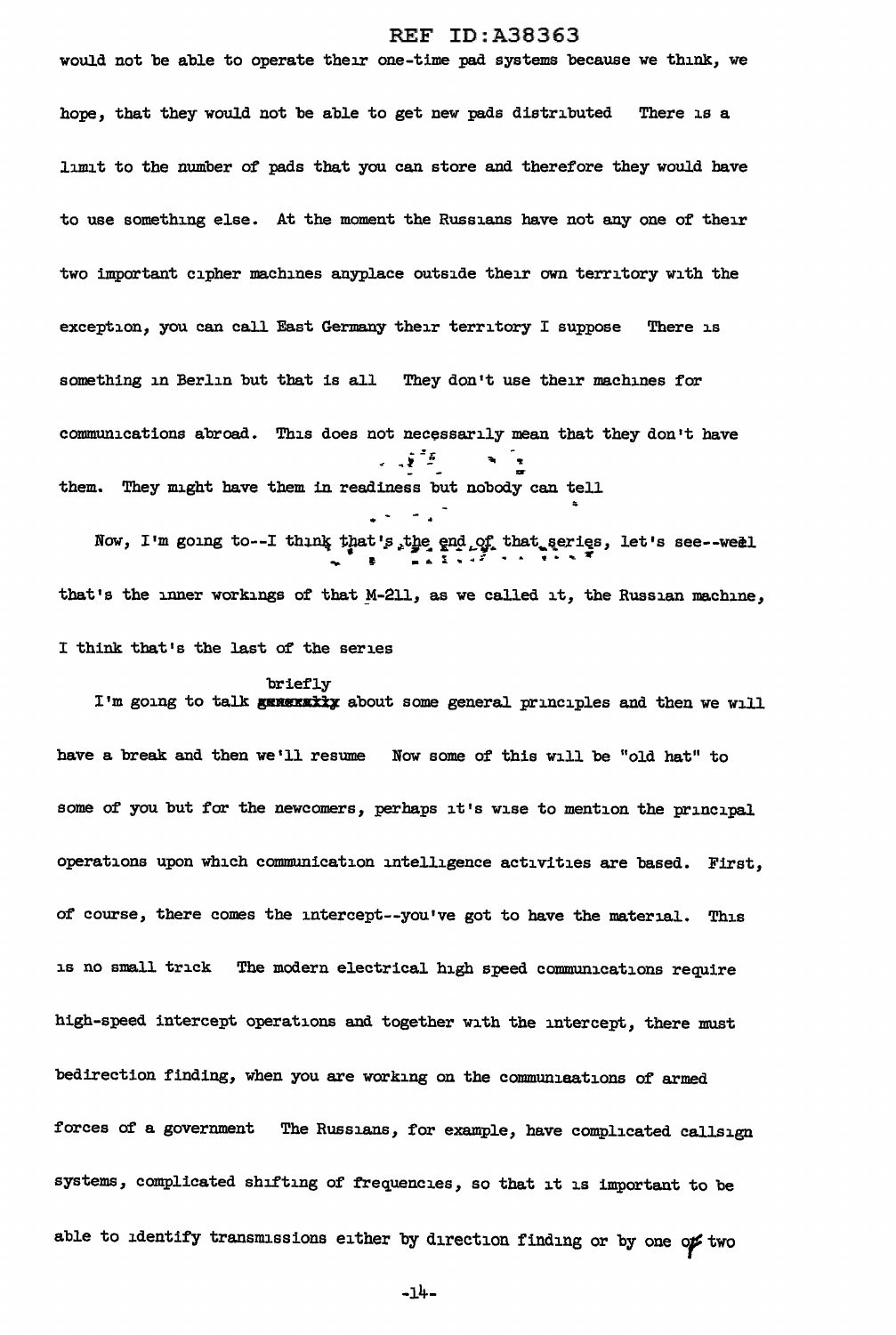would not be able to operate their one-time pad systems because we think, we hope, that they would not be able to get new pads distributed There is a limit to the number of pads that you can store and therefore they would have to use something else. At the moment the Russians have not any one of their two important cipher machines anyplace outside their own territory with the exception, you can call East Germany their territory I suppose There is something in Berlin but that is all They don't use their machines for communications abroad. This does not necessarily mean that they don't have them. They might have them in readiness but nobody can tell

Now, I'm going to--I think that's the end of that series, let's see--well that's the inner workings of that M-211, as we called it, the Russian machine, I think that's the last of the series

I'm going to talk briefly about some general principles and then we will have a break and then we'll resume Now some of this will be "old hat" to some of you but for the newcomers, perhaps it's wise to mention the principal operations upon which communication intelligence activities are based. First, of course, there comes the intercept--you've got to have the material. This is no small trick The modern electrical high speed communications require high-speed intercept operations and together with the intercept, there must bedirection finding, when you are working on the communications of armed forces of a government The Russians, for example, have complicated callsign systems, complicated shifting of frequencies, so that it is important to be able to identify transmissions either by direction finding or by one of two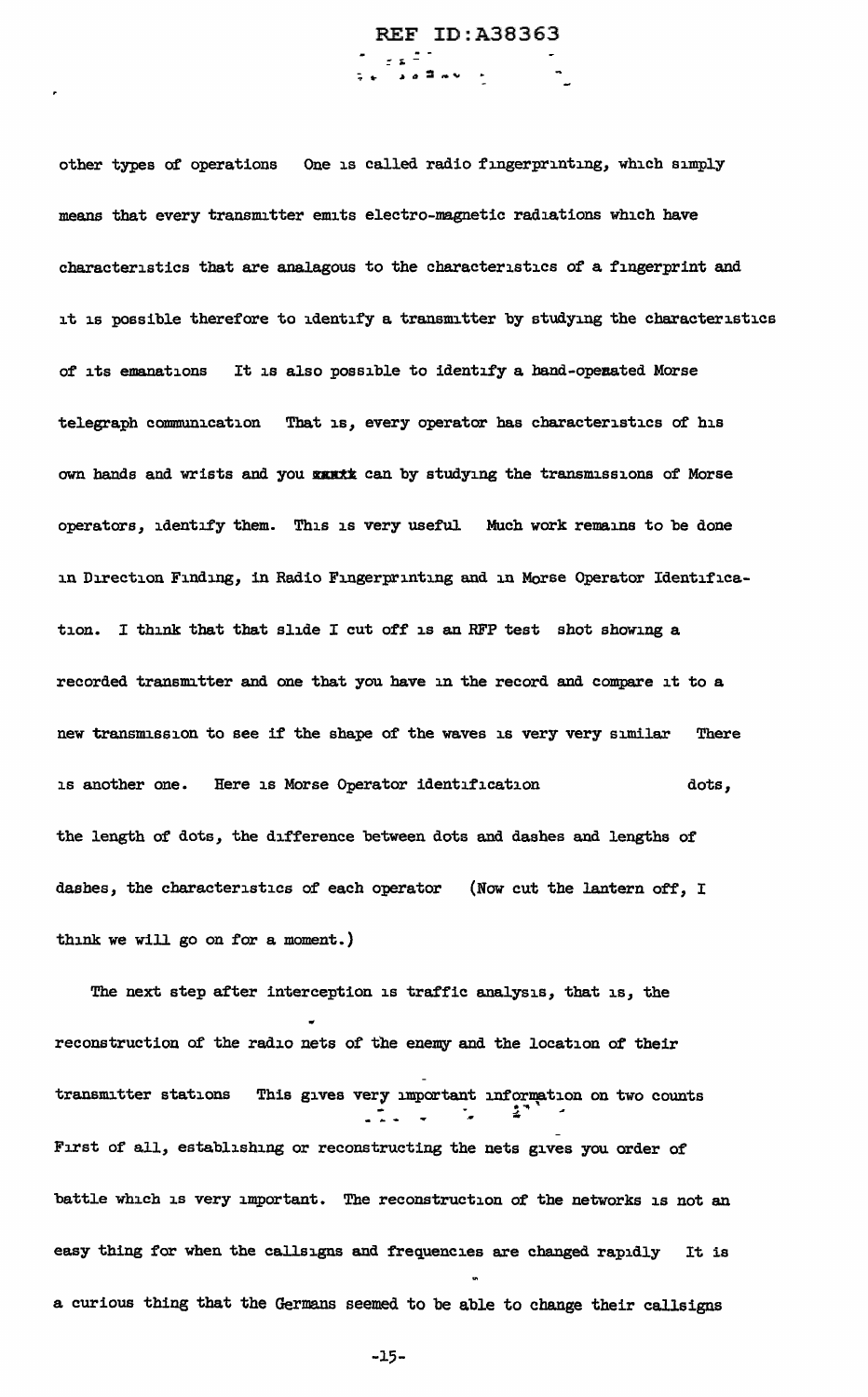other types of operations One is called radio fingerprinting, which simply means that every transmitter emits electro-magnetic radiations which have characteristics that are analagous to the characteristics of a fingerprint and it is possible therefore to identify a transmitter by studying the characteristics of its emanations It is also possible to identify a hand-operated Morse telegraph communication That is, every operator has characteristics of his own hands and wrists and you ~~xxxxx~~ can by studying the transmissions of Morse operators, identify them. This is very useful Much work remains to be done in Direction Finding, in Radio Fingerprinting and in Morse Operator Identification. I think that that slide I cut off is an RFP test shot showing a recorded transmitter and one that you have in the record and compare it to a new transmission to see if the shape of the waves is very very similar There is another one. Here is Morse Operator identification dots, the length of dots, the difference between dots and dashes and lengths of dashes, the characteristics of each operator (Now cut the lantern off, I think we will go on for a moment.)

The next step after interception is traffic analysis, that is, the reconstruction of the radio nets of the enemy and the location of their transmitter stations This gives very important information on two counts First of all, establishing or reconstructing the nets gives you order of battle which is very important. The reconstruction of the networks is not an easy thing for when the callsigns and frequencies are changed rapidly It is a curious thing that the Germans seemed to be able to change their callsigns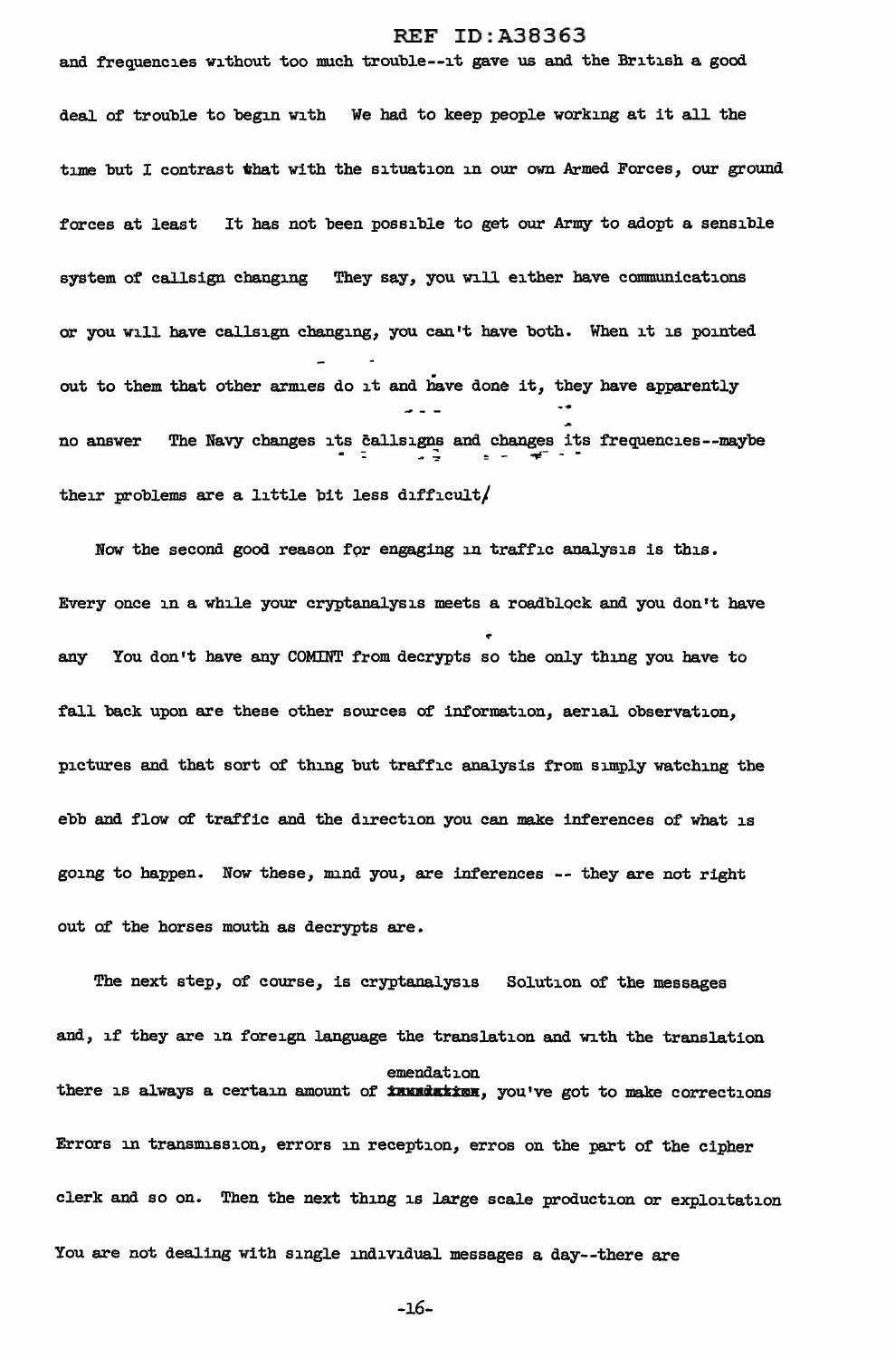and frequencies without too much trouble--it gave us and the British a good deal of trouble to begin with We had to keep people working at it all the time but I contrast that with the situation in our own Armed Forces, our ground forces at least It has not been possible to get our Army to adopt a sensible system of callsign changing They say, you will either have communications or you will have callsign changing, you can't have both. When it is pointed out to them that other armies do it and have done it, they have apparently no answer The Navy changes its callsigns and changes its frequencies--maybe their problems are a little bit less difficult/

Now the second good reason for engaging in traffic analysis is this. Every once in a while your cryptanalysis meets a roadblock and you don't have any You don't have any COMINT from decrypts so the only thing you have to fall back upon are these other sources of information, aerial observation, pictures and that sort of thing but traffic analysis from simply watching the ebb and flow of traffic and the direction you can make inferences of what is going to happen. Now these, mind you, are inferences -- they are not right out of the horses mouth as decrypts are.

The next step, of course, is cryptanalysis Solution of the messages and, if they are in foreign language the translation and with the translation there is always a certain amount of emendation, you've got to make corrections Errors in transmission, errors in reception, erros on the part of the cipher clerk and so on. Then the next thing is large scale production or exploitation You are not dealing with single individual messages a day--there are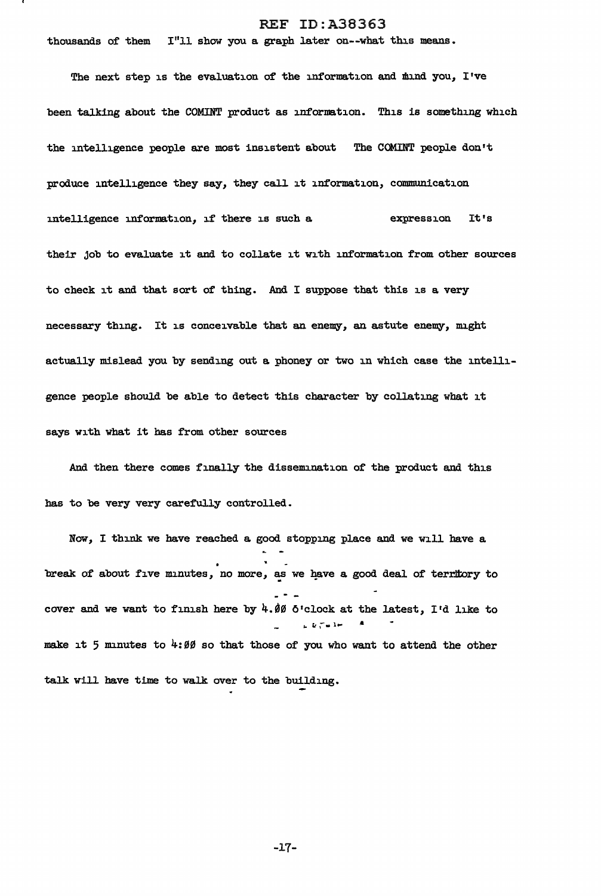thousands of them I'll show you a graph later on--what this means.

The next step is the evaluation of the information and mind you, I've been talking about the COMINT product as information. This is something which the intelligence people are most insistent about The COMINT people don't produce intelligence they say, they call it information, communication intelligence information, if there is such a expression It's their job to evaluate it and to collate it with information from other sources to check it and that sort of thing. And I suppose that this is a very necessary thing. It is conceivable that an enemy, an astute enemy, might actually mislead you by sending out a phoney or two in which case the intelligence people should be able to detect this character by collating what it says with what it has from other sources

And then there comes finally the dissemination of the product and this has to be very very carefully controlled.

Now, I think we have reached a good stopping place and we will have a break of about five minutes, no more, as we have a good deal of territory to cover and we want to finish here by 4.00 o'clock at the latest, I'd like to make it 5 minutes to 4:00 so that those of you who want to attend the other talk will have time to walk over to the building.